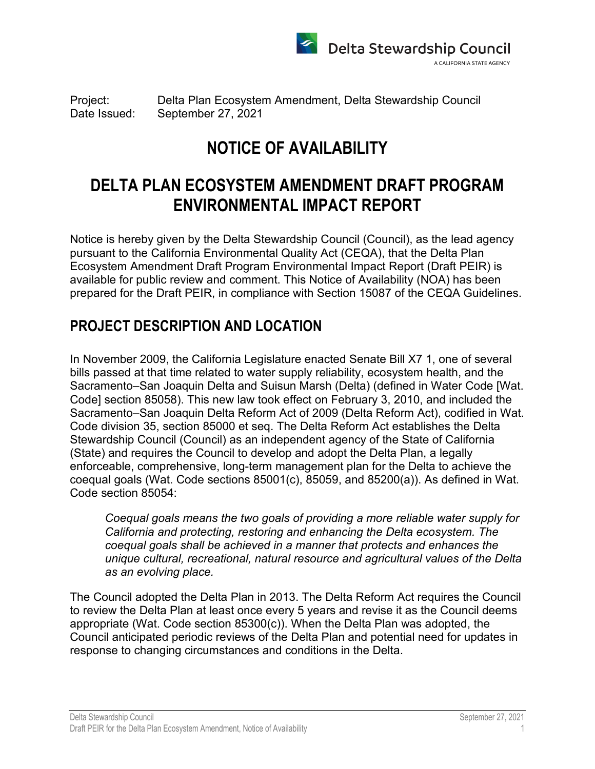Delta Stewardship Council

A CALIFORNIA STATE AGENCY

Project: Delta Plan Ecosystem Amendment, Delta Stewardship Council
Date Issued: September 27, 2021

# NOTICE OF AVAILABILITY

# DELTA PLAN ECOSYSTEM AMENDMENT DRAFT PROGRAM ENVIRONMENTAL IMPACT REPORT

Notice is hereby given by the Delta Stewardship Council (Council), as the lead agency pursuant to the California Environmental Quality Act (CEQA), that the Delta Plan Ecosystem Amendment Draft Program Environmental Impact Report (Draft PEIR) is available for public review and comment. This Notice of Availability (NOA) has been prepared for the Draft PEIR, in compliance with Section 15087 of the CEQA Guidelines.

## PROJECT DESCRIPTION AND LOCATION

In November 2009, the California Legislature enacted Senate Bill X7 1, one of several bills passed at that time related to water supply reliability, ecosystem health, and the Sacramento–San Joaquin Delta and Suisun Marsh (Delta) (defined in Water Code [Wat. Code] section 85058). This new law took effect on February 3, 2010, and included the Sacramento–San Joaquin Delta Reform Act of 2009 (Delta Reform Act), codified in Wat. Code division 35, section 85000 et seq. The Delta Reform Act establishes the Delta Stewardship Council (Council) as an independent agency of the State of California (State) and requires the Council to develop and adopt the Delta Plan, a legally enforceable, comprehensive, long-term management plan for the Delta to achieve the coequal goals (Wat. Code sections 85001(c), 85059, and 85200(a)). As defined in Wat. Code section 85054:

> *Coequal goals means the two goals of providing a more reliable water supply for California and protecting, restoring and enhancing the Delta ecosystem. The coequal goals shall be achieved in a manner that protects and enhances the unique cultural, recreational, natural resource and agricultural values of the Delta as an evolving place.*

The Council adopted the Delta Plan in 2013. The Delta Reform Act requires the Council to review the Delta Plan at least once every 5 years and revise it as the Council deems appropriate (Wat. Code section 85300(c)). When the Delta Plan was adopted, the Council anticipated periodic reviews of the Delta Plan and potential need for updates in response to changing circumstances and conditions in the Delta.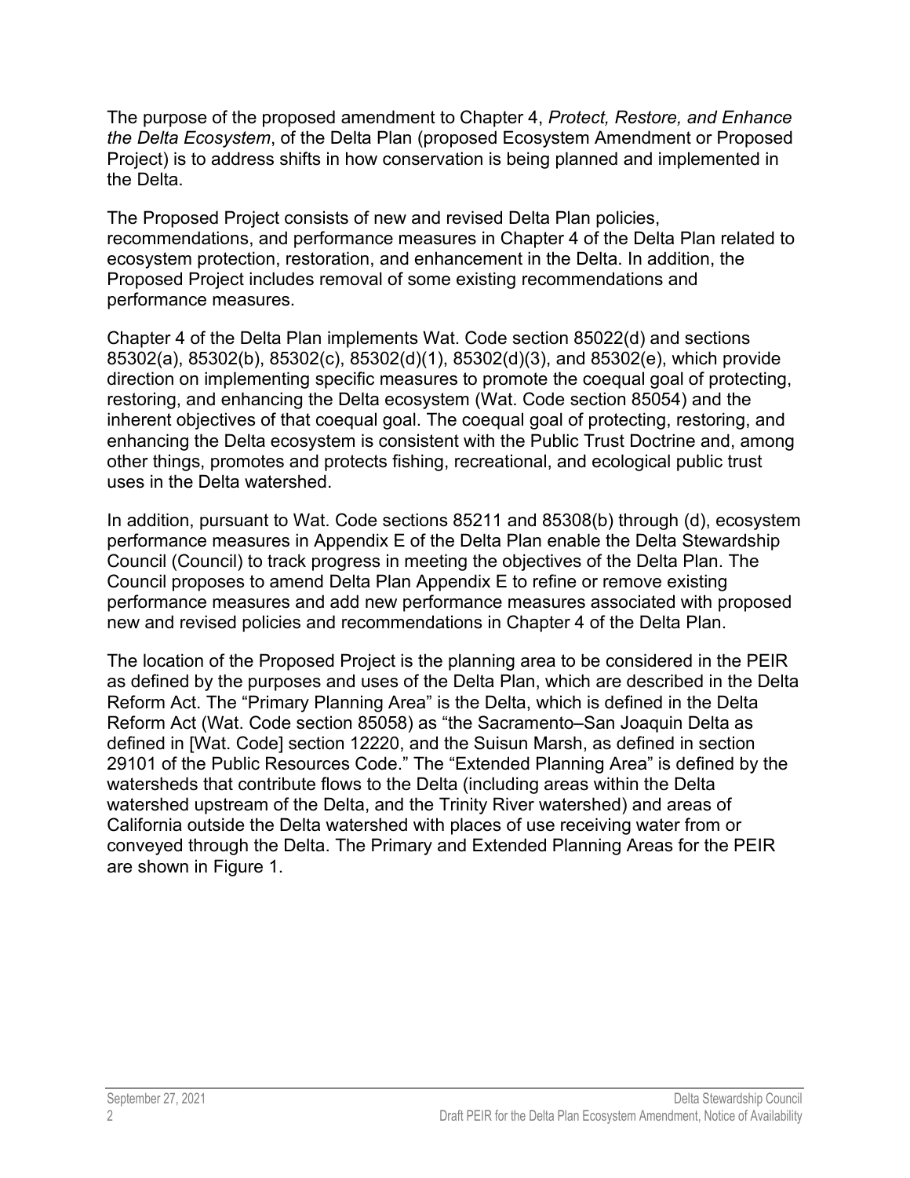The purpose of the proposed amendment to Chapter 4, *Protect, Restore, and Enhance the Delta Ecosystem*, of the Delta Plan (proposed Ecosystem Amendment or Proposed Project) is to address shifts in how conservation is being planned and implemented in the Delta.

The Proposed Project consists of new and revised Delta Plan policies, recommendations, and performance measures in Chapter 4 of the Delta Plan related to ecosystem protection, restoration, and enhancement in the Delta. In addition, the Proposed Project includes removal of some existing recommendations and performance measures.

Chapter 4 of the Delta Plan implements Wat. Code section 85022(d) and sections 85302(a), 85302(b), 85302(c), 85302(d)(1), 85302(d)(3), and 85302(e), which provide direction on implementing specific measures to promote the coequal goal of protecting, restoring, and enhancing the Delta ecosystem (Wat. Code section 85054) and the inherent objectives of that coequal goal. The coequal goal of protecting, restoring, and enhancing the Delta ecosystem is consistent with the Public Trust Doctrine and, among other things, promotes and protects fishing, recreational, and ecological public trust uses in the Delta watershed.

In addition, pursuant to Wat. Code sections 85211 and 85308(b) through (d), ecosystem performance measures in Appendix E of the Delta Plan enable the Delta Stewardship Council (Council) to track progress in meeting the objectives of the Delta Plan. The Council proposes to amend Delta Plan Appendix E to refine or remove existing performance measures and add new performance measures associated with proposed new and revised policies and recommendations in Chapter 4 of the Delta Plan.

The location of the Proposed Project is the planning area to be considered in the PEIR as defined by the purposes and uses of the Delta Plan, which are described in the Delta Reform Act. The "Primary Planning Area" is the Delta, which is defined in the Delta Reform Act (Wat. Code section 85058) as "the Sacramento–San Joaquin Delta as defined in [Wat. Code] section 12220, and the Suisun Marsh, as defined in section 29101 of the Public Resources Code." The "Extended Planning Area" is defined by the watersheds that contribute flows to the Delta (including areas within the Delta watershed upstream of the Delta, and the Trinity River watershed) and areas of California outside the Delta watershed with places of use receiving water from or conveyed through the Delta. The Primary and Extended Planning Areas for the PEIR are shown in Figure 1.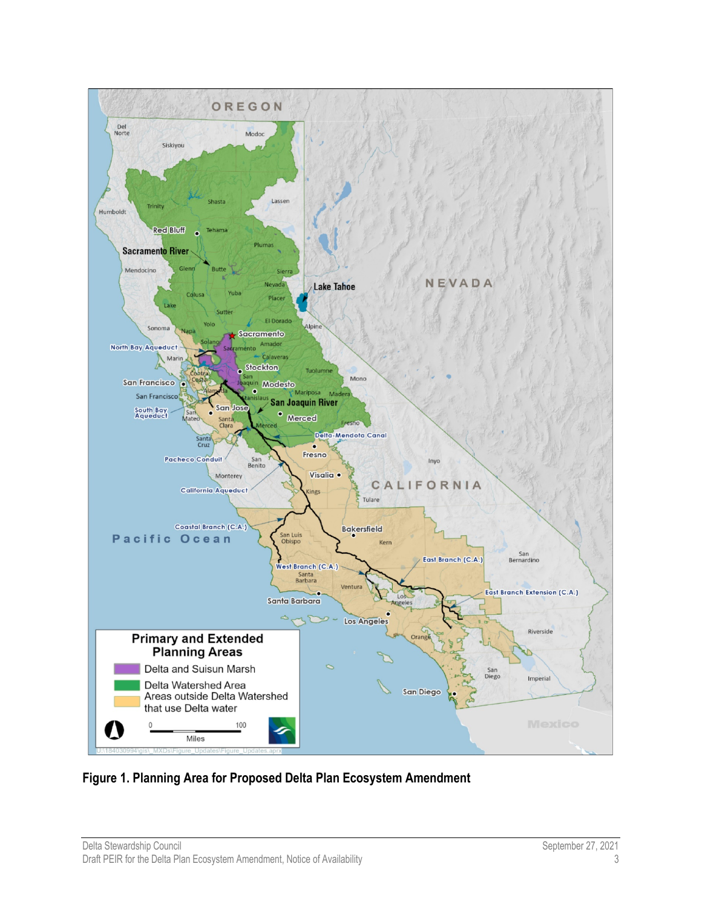**Figure 1. Planning Area for Proposed Delta Plan Ecosystem Amendment**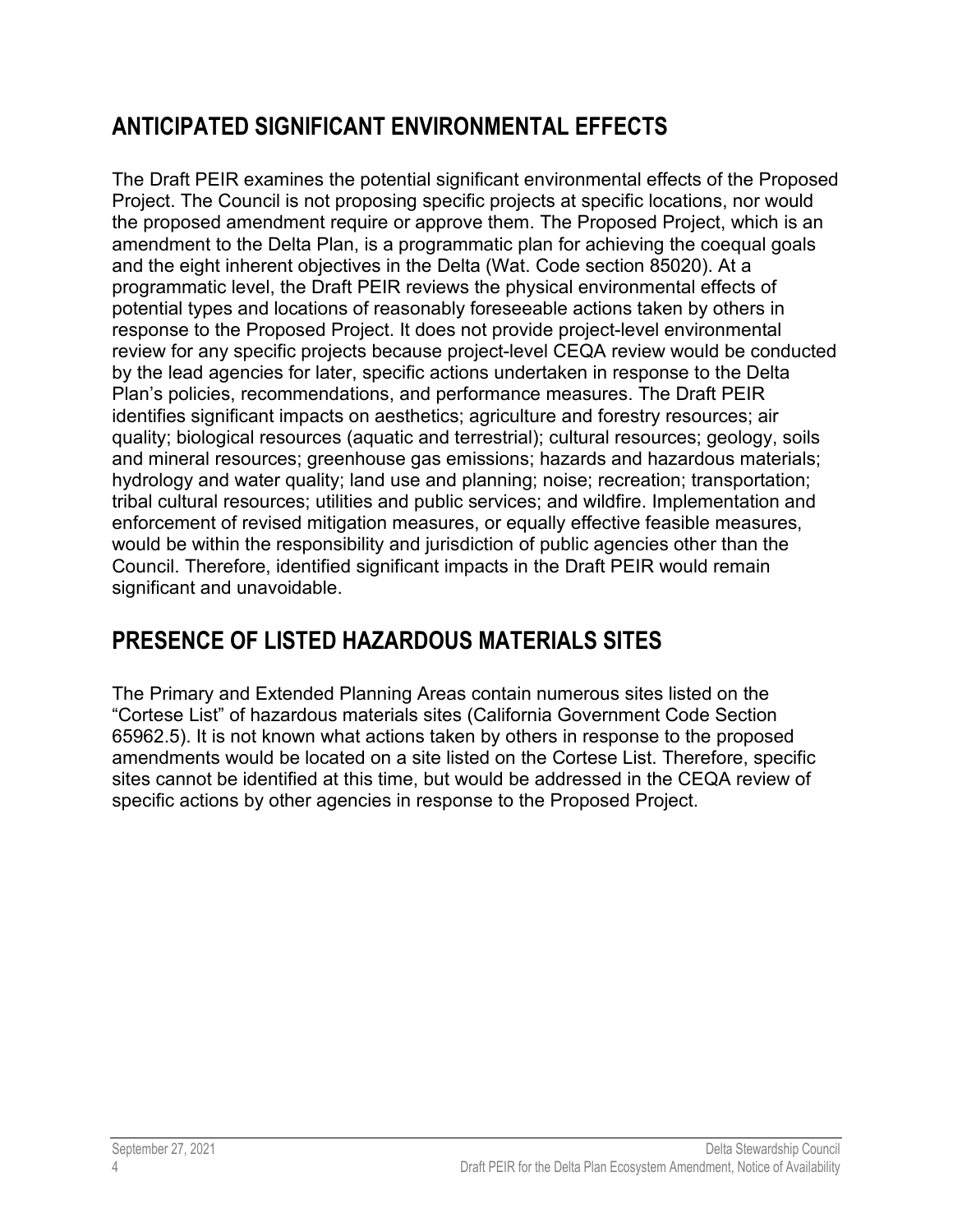## ANTICIPATED SIGNIFICANT ENVIRONMENTAL EFFECTS

The Draft PEIR examines the potential significant environmental effects of the Proposed Project. The Council is not proposing specific projects at specific locations, nor would the proposed amendment require or approve them. The Proposed Project, which is an amendment to the Delta Plan, is a programmatic plan for achieving the coequal goals and the eight inherent objectives in the Delta (Wat. Code section 85020). At a programmatic level, the Draft PEIR reviews the physical environmental effects of potential types and locations of reasonably foreseeable actions taken by others in response to the Proposed Project. It does not provide project-level environmental review for any specific projects because project-level CEQA review would be conducted by the lead agencies for later, specific actions undertaken in response to the Delta Plan's policies, recommendations, and performance measures. The Draft PEIR identifies significant impacts on aesthetics; agriculture and forestry resources; air quality; biological resources (aquatic and terrestrial); cultural resources; geology, soils and mineral resources; greenhouse gas emissions; hazards and hazardous materials; hydrology and water quality; land use and planning; noise; recreation; transportation; tribal cultural resources; utilities and public services; and wildfire. Implementation and enforcement of revised mitigation measures, or equally effective feasible measures, would be within the responsibility and jurisdiction of public agencies other than the Council. Therefore, identified significant impacts in the Draft PEIR would remain significant and unavoidable.

## PRESENCE OF LISTED HAZARDOUS MATERIALS SITES

The Primary and Extended Planning Areas contain numerous sites listed on the "Cortese List" of hazardous materials sites (California Government Code Section 65962.5). It is not known what actions taken by others in response to the proposed amendments would be located on a site listed on the Cortese List. Therefore, specific sites cannot be identified at this time, but would be addressed in the CEQA review of specific actions by other agencies in response to the Proposed Project.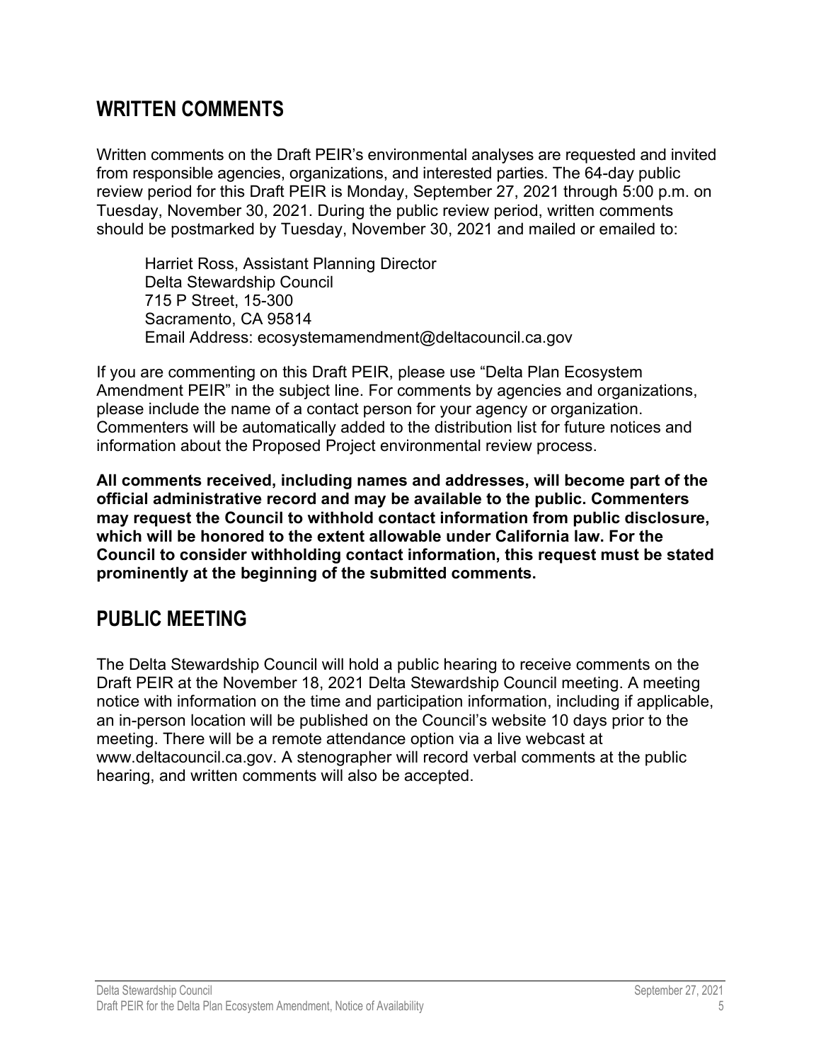## WRITTEN COMMENTS

Written comments on the Draft PEIR's environmental analyses are requested and invited from responsible agencies, organizations, and interested parties. The 64-day public review period for this Draft PEIR is Monday, September 27, 2021 through 5:00 p.m. on Tuesday, November 30, 2021. During the public review period, written comments should be postmarked by Tuesday, November 30, 2021 and mailed or emailed to:

> Harriet Ross, Assistant Planning Director
> Delta Stewardship Council
> 715 P Street, 15-300
> Sacramento, CA 95814
> Email Address: ecosystemamendment@deltacouncil.ca.gov

If you are commenting on this Draft PEIR, please use "Delta Plan Ecosystem Amendment PEIR" in the subject line. For comments by agencies and organizations, please include the name of a contact person for your agency or organization. Commenters will be automatically added to the distribution list for future notices and information about the Proposed Project environmental review process.

**All comments received, including names and addresses, will become part of the official administrative record and may be available to the public. Commenters may request the Council to withhold contact information from public disclosure, which will be honored to the extent allowable under California law. For the Council to consider withholding contact information, this request must be stated prominently at the beginning of the submitted comments.**

## PUBLIC MEETING

The Delta Stewardship Council will hold a public hearing to receive comments on the Draft PEIR at the November 18, 2021 Delta Stewardship Council meeting. A meeting notice with information on the time and participation information, including if applicable, an in-person location will be published on the Council's website 10 days prior to the meeting. There will be a remote attendance option via a live webcast at www.deltacouncil.ca.gov. A stenographer will record verbal comments at the public hearing, and written comments will also be accepted.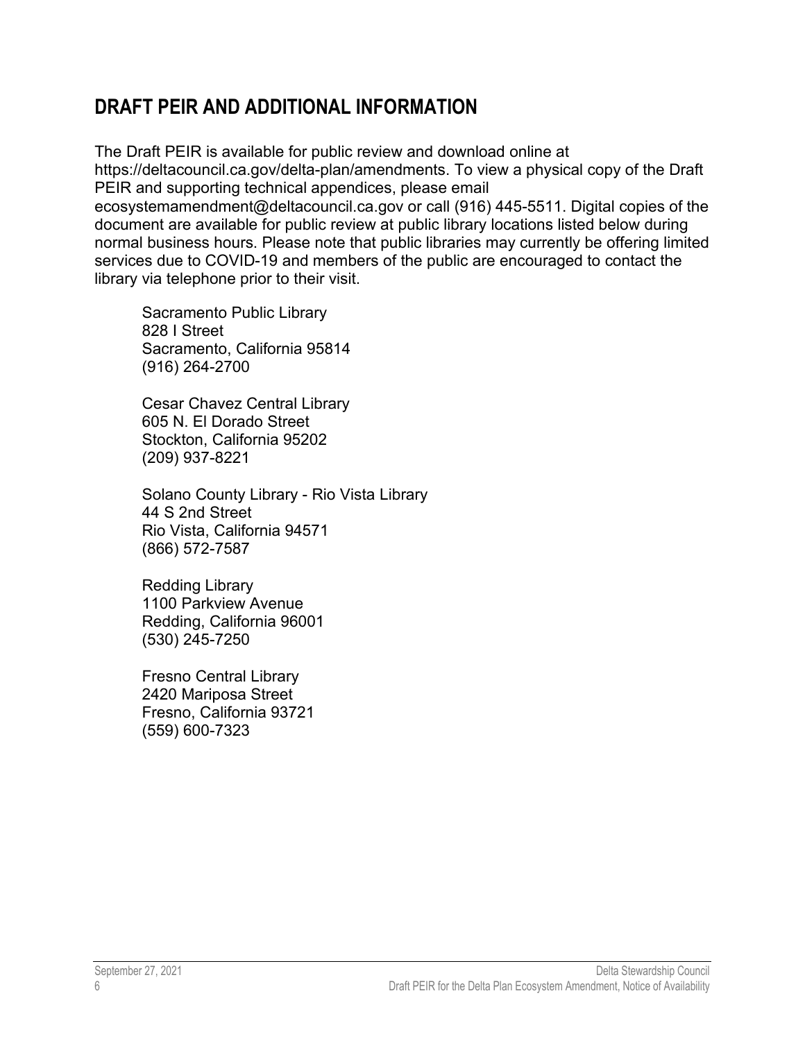## DRAFT PEIR AND ADDITIONAL INFORMATION

The Draft PEIR is available for public review and download online at https://deltacouncil.ca.gov/delta-plan/amendments. To view a physical copy of the Draft PEIR and supporting technical appendices, please email ecosystemamendment@deltacouncil.ca.gov or call (916) 445-5511. Digital copies of the document are available for public review at public library locations listed below during normal business hours. Please note that public libraries may currently be offering limited services due to COVID-19 and members of the public are encouraged to contact the library via telephone prior to their visit.

Sacramento Public Library
828 I Street
Sacramento, California 95814
(916) 264-2700

Cesar Chavez Central Library
605 N. El Dorado Street
Stockton, California 95202
(209) 937-8221

Solano County Library - Rio Vista Library
44 S 2nd Street
Rio Vista, California 94571
(866) 572-7587

Redding Library
1100 Parkview Avenue
Redding, California 96001
(530) 245-7250

Fresno Central Library
2420 Mariposa Street
Fresno, California 93721
(559) 600-7323